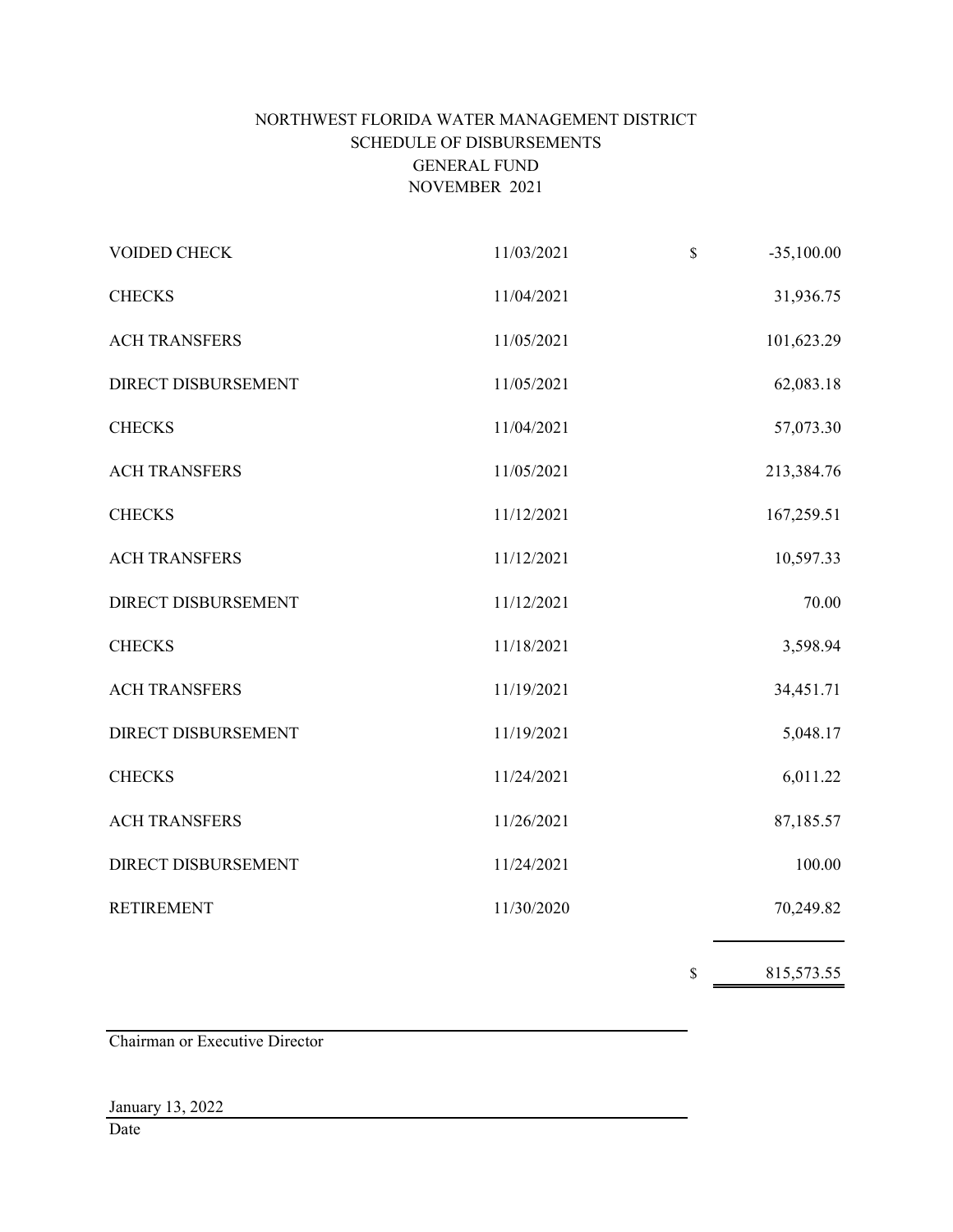# NORTHWEST FLORIDA WATER MANAGEMENT DISTRICT

## SCHEDULE OF DISBURSEMENTS

## GENERAL FUND

## NOVEMBER 2021

| | | | |
|---|---|---|---|
| VOIDED CHECK | 11/03/2021 | $ | -35,100.00 |
| CHECKS | 11/04/2021 | | 31,936.75 |
| ACH TRANSFERS | 11/05/2021 | | 101,623.29 |
| DIRECT DISBURSEMENT | 11/05/2021 | | 62,083.18 |
| CHECKS | 11/04/2021 | | 57,073.30 |
| ACH TRANSFERS | 11/05/2021 | | 213,384.76 |
| CHECKS | 11/12/2021 | | 167,259.51 |
| ACH TRANSFERS | 11/12/2021 | | 10,597.33 |
| DIRECT DISBURSEMENT | 11/12/2021 | | 70.00 |
| CHECKS | 11/18/2021 | | 3,598.94 |
| ACH TRANSFERS | 11/19/2021 | | 34,451.71 |
| DIRECT DISBURSEMENT | 11/19/2021 | | 5,048.17 |
| CHECKS | 11/24/2021 | | 6,011.22 |
| ACH TRANSFERS | 11/26/2021 | | 87,185.57 |
| DIRECT DISBURSEMENT | 11/24/2021 | | 100.00 |
| RETIREMENT | 11/30/2020 | | 70,249.82 |
| | | $ | 815,573.55 |

Chairman or Executive Director

January 13, 2022

Date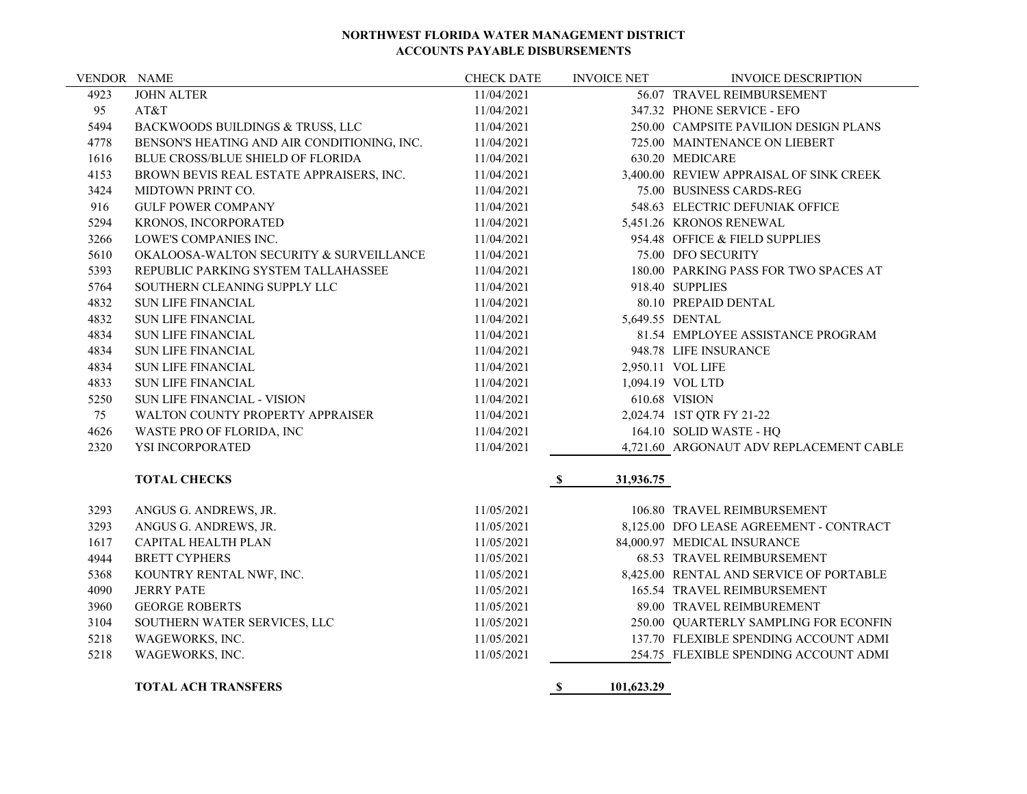**NORTHWEST FLORIDA WATER MANAGEMENT DISTRICT**
**ACCOUNTS PAYABLE DISBURSEMENTS**

| VENDOR | NAME | CHECK DATE | INVOICE NET | INVOICE DESCRIPTION |
|---|---|---|---|---|
| 4923 | JOHN ALTER | 11/04/2021 | 56.07 | TRAVEL REIMBURSEMENT |
| 95 | AT&T | 11/04/2021 | 347.32 | PHONE SERVICE - EFO |
| 5494 | BACKWOODS BUILDINGS & TRUSS, LLC | 11/04/2021 | 250.00 | CAMPSITE PAVILION DESIGN PLANS |
| 4778 | BENSON'S HEATING AND AIR CONDITIONING, INC. | 11/04/2021 | 725.00 | MAINTENANCE ON LIEBERT |
| 1616 | BLUE CROSS/BLUE SHIELD OF FLORIDA | 11/04/2021 | 630.20 | MEDICARE |
| 4153 | BROWN BEVIS REAL ESTATE APPRAISERS, INC. | 11/04/2021 | 3,400.00 | REVIEW APPRAISAL OF SINK CREEK |
| 3424 | MIDTOWN PRINT CO. | 11/04/2021 | 75.00 | BUSINESS CARDS-REG |
| 916 | GULF POWER COMPANY | 11/04/2021 | 548.63 | ELECTRIC DEFUNIAK OFFICE |
| 5294 | KRONOS, INCORPORATED | 11/04/2021 | 5,451.26 | KRONOS RENEWAL |
| 3266 | LOWE'S COMPANIES INC. | 11/04/2021 | 954.48 | OFFICE & FIELD SUPPLIES |
| 5610 | OKALOOSA-WALTON SECURITY & SURVEILLANCE | 11/04/2021 | 75.00 | DFO SECURITY |
| 5393 | REPUBLIC PARKING SYSTEM TALLAHASSEE | 11/04/2021 | 180.00 | PARKING PASS FOR TWO SPACES AT |
| 5764 | SOUTHERN CLEANING SUPPLY LLC | 11/04/2021 | 918.40 | SUPPLIES |
| 4832 | SUN LIFE FINANCIAL | 11/04/2021 | 80.10 | PREPAID DENTAL |
| 4832 | SUN LIFE FINANCIAL | 11/04/2021 | 5,649.55 | DENTAL |
| 4834 | SUN LIFE FINANCIAL | 11/04/2021 | 81.54 | EMPLOYEE ASSISTANCE PROGRAM |
| 4834 | SUN LIFE FINANCIAL | 11/04/2021 | 948.78 | LIFE INSURANCE |
| 4834 | SUN LIFE FINANCIAL | 11/04/2021 | 2,950.11 | VOL LIFE |
| 4833 | SUN LIFE FINANCIAL | 11/04/2021 | 1,094.19 | VOL LTD |
| 5250 | SUN LIFE FINANCIAL - VISION | 11/04/2021 | 610.68 | VISION |
| 75 | WALTON COUNTY PROPERTY APPRAISER | 11/04/2021 | 2,024.74 | 1ST QTR FY 21-22 |
| 4626 | WASTE PRO OF FLORIDA, INC | 11/04/2021 | 164.10 | SOLID WASTE - HQ |
| 2320 | YSI INCORPORATED | 11/04/2021 | 4,721.60 | ARGONAUT ADV REPLACEMENT CABLE |
| | **TOTAL CHECKS** | | **$ 31,936.75** | |
| 3293 | ANGUS G. ANDREWS, JR. | 11/05/2021 | 106.80 | TRAVEL REIMBURSEMENT |
| 3293 | ANGUS G. ANDREWS, JR. | 11/05/2021 | 8,125.00 | DFO LEASE AGREEMENT - CONTRACT |
| 1617 | CAPITAL HEALTH PLAN | 11/05/2021 | 84,000.97 | MEDICAL INSURANCE |
| 4944 | BRETT CYPHERS | 11/05/2021 | 68.53 | TRAVEL REIMBURSEMENT |
| 5368 | KOUNTRY RENTAL NWF, INC. | 11/05/2021 | 8,425.00 | RENTAL AND SERVICE OF PORTABLE |
| 4090 | JERRY PATE | 11/05/2021 | 165.54 | TRAVEL REIMBURSEMENT |
| 3960 | GEORGE ROBERTS | 11/05/2021 | 89.00 | TRAVEL REIMBUREMENT |
| 3104 | SOUTHERN WATER SERVICES, LLC | 11/05/2021 | 250.00 | QUARTERLY SAMPLING FOR ECONFIN |
| 5218 | WAGEWORKS, INC. | 11/05/2021 | 137.70 | FLEXIBLE SPENDING ACCOUNT ADMI |
| 5218 | WAGEWORKS, INC. | 11/05/2021 | 254.75 | FLEXIBLE SPENDING ACCOUNT ADMI |
| | **TOTAL ACH TRANSFERS** | | **$ 101,623.29** | |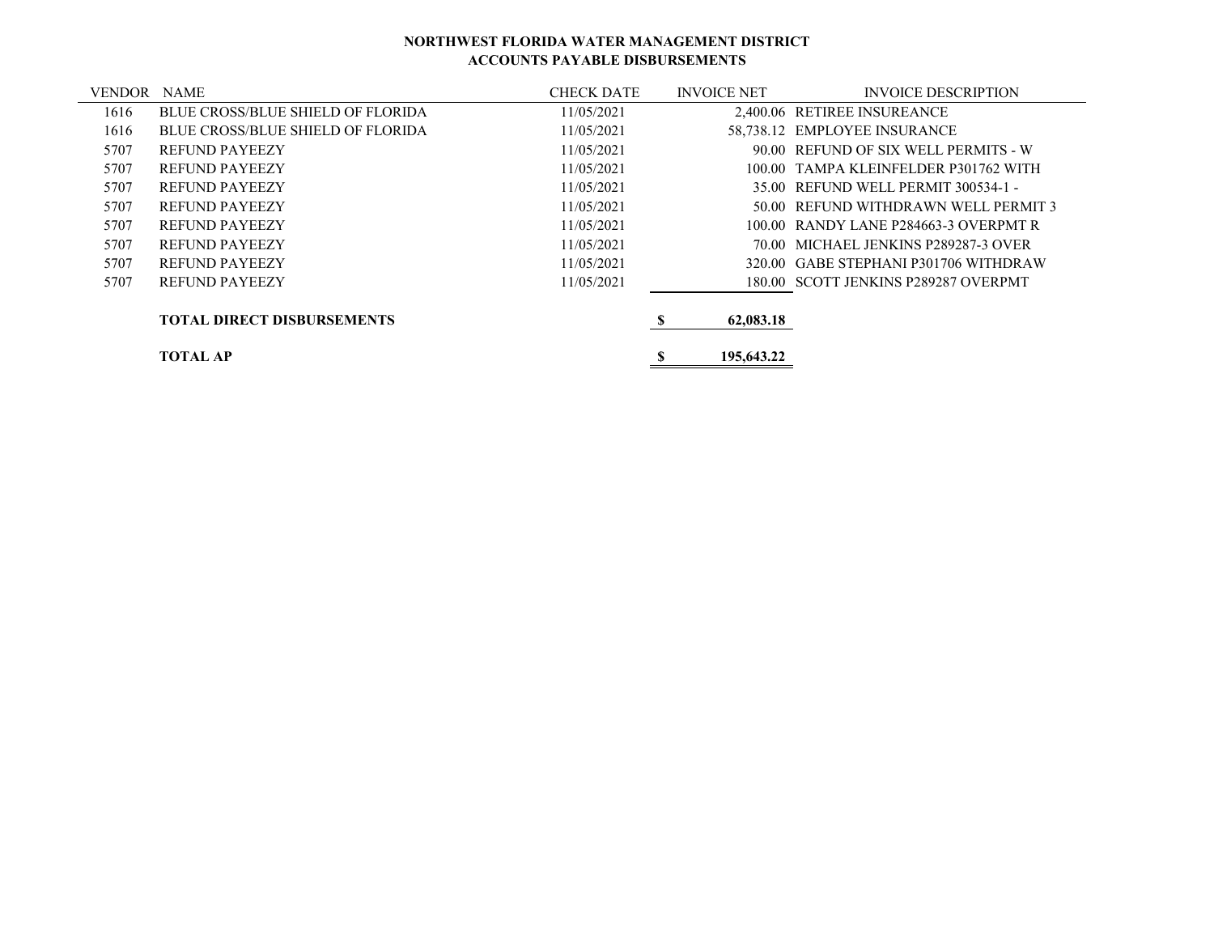**NORTHWEST FLORIDA WATER MANAGEMENT DISTRICT**
**ACCOUNTS PAYABLE DISBURSEMENTS**

| VENDOR | NAME | CHECK DATE | INVOICE NET | INVOICE DESCRIPTION |
|---|---|---|---|---|
| 1616 | BLUE CROSS/BLUE SHIELD OF FLORIDA | 11/05/2021 | 2,400.06 | RETIREE INSUREANCE |
| 1616 | BLUE CROSS/BLUE SHIELD OF FLORIDA | 11/05/2021 | 58,738.12 | EMPLOYEE INSURANCE |
| 5707 | REFUND PAYEEZY | 11/05/2021 | 90.00 | REFUND OF SIX WELL PERMITS - W |
| 5707 | REFUND PAYEEZY | 11/05/2021 | 100.00 | TAMPA KLEINFELDER P301762 WITH |
| 5707 | REFUND PAYEEZY | 11/05/2021 | 35.00 | REFUND WELL PERMIT 300534-1 - |
| 5707 | REFUND PAYEEZY | 11/05/2021 | 50.00 | REFUND WITHDRAWN WELL PERMIT 3 |
| 5707 | REFUND PAYEEZY | 11/05/2021 | 100.00 | RANDY LANE P284663-3 OVERPMT R |
| 5707 | REFUND PAYEEZY | 11/05/2021 | 70.00 | MICHAEL JENKINS P289287-3 OVER |
| 5707 | REFUND PAYEEZY | 11/05/2021 | 320.00 | GABE STEPHANI P301706 WITHDRAW |
| 5707 | REFUND PAYEEZY | 11/05/2021 | 180.00 | SCOTT JENKINS P289287 OVERPMT |
| | **TOTAL DIRECT DISBURSEMENTS** | | **$ 62,083.18** | |
| | **TOTAL AP** | | **$ 195,643.22** | |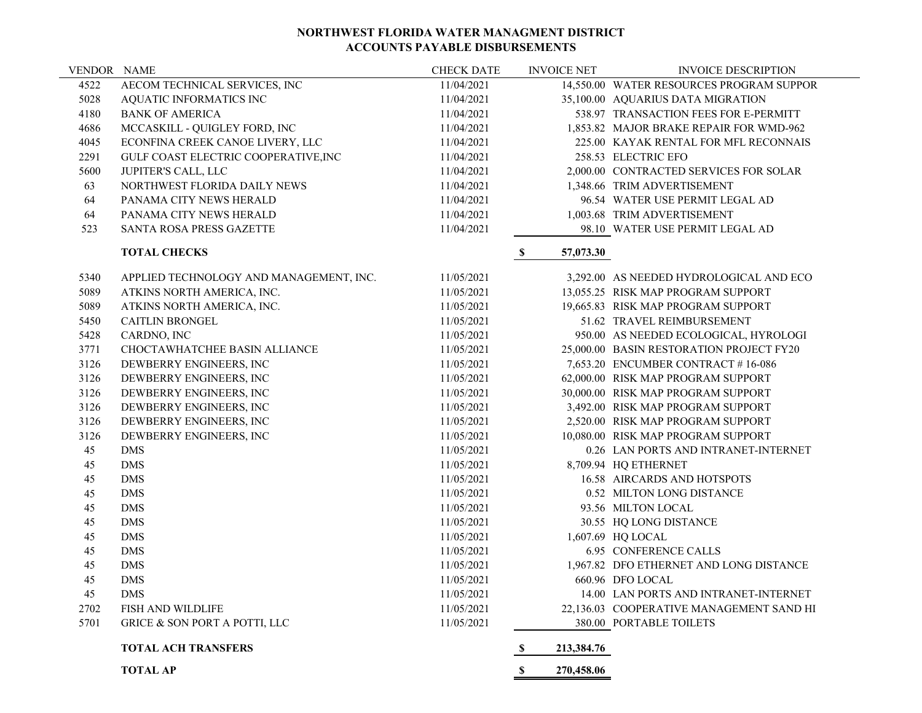# NORTHWEST FLORIDA WATER MANAGMENT DISTRICT
## ACCOUNTS PAYABLE DISBURSEMENTS

| VENDOR | NAME | CHECK DATE | INVOICE NET | INVOICE DESCRIPTION |
|---|---|---|---|---|
| 4522 | AECOM TECHNICAL SERVICES, INC | 11/04/2021 | 14,550.00 | WATER RESOURCES PROGRAM SUPPOR |
| 5028 | AQUATIC INFORMATICS INC | 11/04/2021 | 35,100.00 | AQUARIUS DATA MIGRATION |
| 4180 | BANK OF AMERICA | 11/04/2021 | 538.97 | TRANSACTION FEES FOR E-PERMITT |
| 4686 | MCCASKILL - QUIGLEY FORD, INC | 11/04/2021 | 1,853.82 | MAJOR BRAKE REPAIR FOR WMD-962 |
| 4045 | ECONFINA CREEK CANOE LIVERY, LLC | 11/04/2021 | 225.00 | KAYAK RENTAL FOR MFL RECONNAIS |
| 2291 | GULF COAST ELECTRIC COOPERATIVE,INC | 11/04/2021 | 258.53 | ELECTRIC EFO |
| 5600 | JUPITER'S CALL, LLC | 11/04/2021 | 2,000.00 | CONTRACTED SERVICES FOR SOLAR |
| 63 | NORTHWEST FLORIDA DAILY NEWS | 11/04/2021 | 1,348.66 | TRIM ADVERTISEMENT |
| 64 | PANAMA CITY NEWS HERALD | 11/04/2021 | 96.54 | WATER USE PERMIT LEGAL AD |
| 64 | PANAMA CITY NEWS HERALD | 11/04/2021 | 1,003.68 | TRIM ADVERTISEMENT |
| 523 | SANTA ROSA PRESS GAZETTE | 11/04/2021 | 98.10 | WATER USE PERMIT LEGAL AD |
| | **TOTAL CHECKS** | | **$ 57,073.30** | |
| 5340 | APPLIED TECHNOLOGY AND MANAGEMENT, INC. | 11/05/2021 | 3,292.00 | AS NEEDED HYDROLOGICAL AND ECO |
| 5089 | ATKINS NORTH AMERICA, INC. | 11/05/2021 | 13,055.25 | RISK MAP PROGRAM SUPPORT |
| 5089 | ATKINS NORTH AMERICA, INC. | 11/05/2021 | 19,665.83 | RISK MAP PROGRAM SUPPORT |
| 5450 | CAITLIN BRONGEL | 11/05/2021 | 51.62 | TRAVEL REIMBURSEMENT |
| 5428 | CARDNO, INC | 11/05/2021 | 950.00 | AS NEEDED ECOLOGICAL, HYROLOGI |
| 3771 | CHOCTAWHATCHEE BASIN ALLIANCE | 11/05/2021 | 25,000.00 | BASIN RESTORATION PROJECT FY20 |
| 3126 | DEWBERRY ENGINEERS, INC | 11/05/2021 | 7,653.20 | ENCUMBER CONTRACT # 16-086 |
| 3126 | DEWBERRY ENGINEERS, INC | 11/05/2021 | 62,000.00 | RISK MAP PROGRAM SUPPORT |
| 3126 | DEWBERRY ENGINEERS, INC | 11/05/2021 | 30,000.00 | RISK MAP PROGRAM SUPPORT |
| 3126 | DEWBERRY ENGINEERS, INC | 11/05/2021 | 3,492.00 | RISK MAP PROGRAM SUPPORT |
| 3126 | DEWBERRY ENGINEERS, INC | 11/05/2021 | 2,520.00 | RISK MAP PROGRAM SUPPORT |
| 3126 | DEWBERRY ENGINEERS, INC | 11/05/2021 | 10,080.00 | RISK MAP PROGRAM SUPPORT |
| 45 | DMS | 11/05/2021 | 0.26 | LAN PORTS AND INTRANET-INTERNET |
| 45 | DMS | 11/05/2021 | 8,709.94 | HQ ETHERNET |
| 45 | DMS | 11/05/2021 | 16.58 | AIRCARDS AND HOTSPOTS |
| 45 | DMS | 11/05/2021 | 0.52 | MILTON LONG DISTANCE |
| 45 | DMS | 11/05/2021 | 93.56 | MILTON LOCAL |
| 45 | DMS | 11/05/2021 | 30.55 | HQ LONG DISTANCE |
| 45 | DMS | 11/05/2021 | 1,607.69 | HQ LOCAL |
| 45 | DMS | 11/05/2021 | 6.95 | CONFERENCE CALLS |
| 45 | DMS | 11/05/2021 | 1,967.82 | DFO ETHERNET AND LONG DISTANCE |
| 45 | DMS | 11/05/2021 | 660.96 | DFO LOCAL |
| 45 | DMS | 11/05/2021 | 14.00 | LAN PORTS AND INTRANET-INTERNET |
| 2702 | FISH AND WILDLIFE | 11/05/2021 | 22,136.03 | COOPERATIVE MANAGEMENT SAND HI |
| 5701 | GRICE & SON PORT A POTTI, LLC | 11/05/2021 | 380.00 | PORTABLE TOILETS |
| | **TOTAL ACH TRANSFERS** | | **$ 213,384.76** | |
| | **TOTAL AP** | | **$ 270,458.06** | |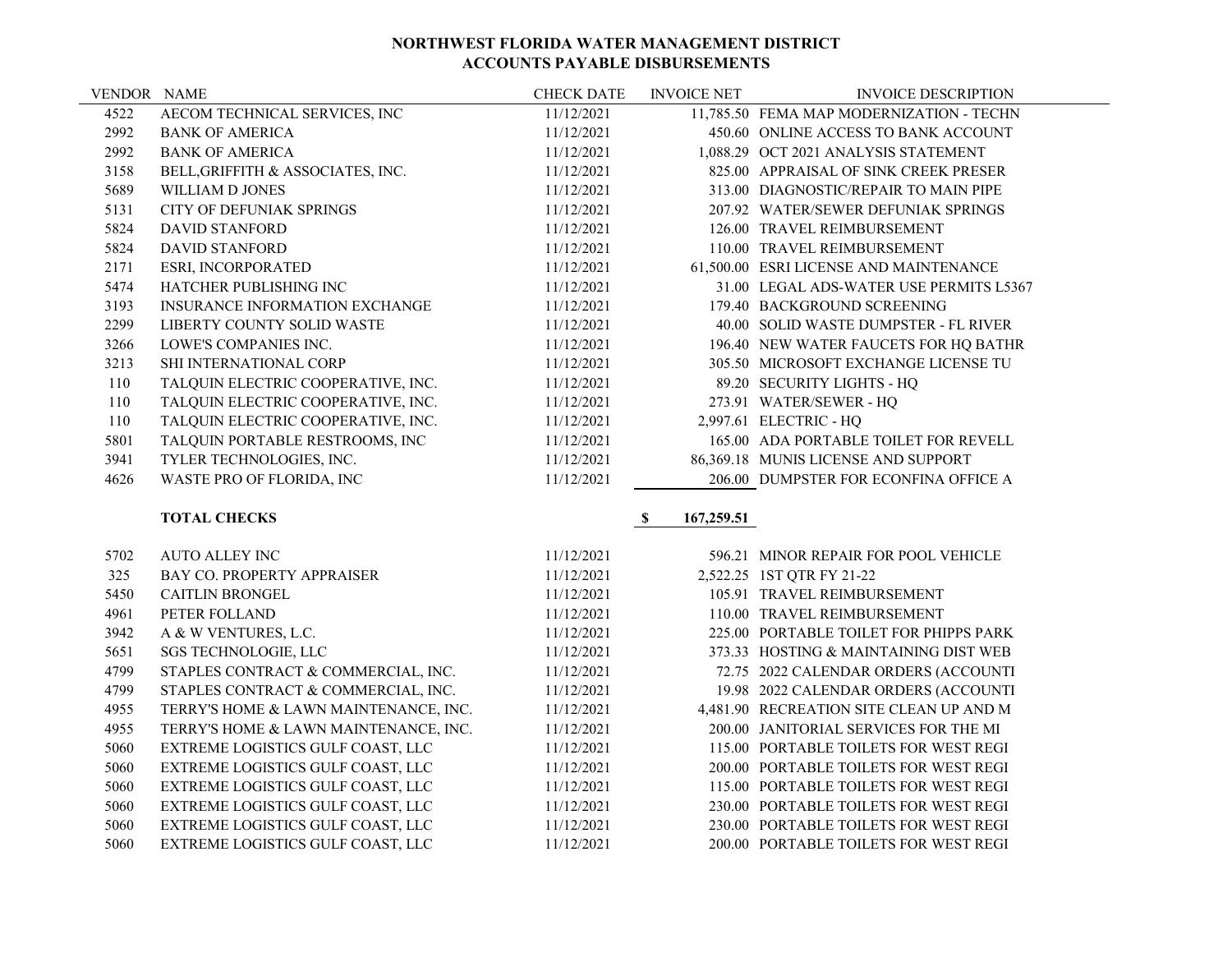# NORTHWEST FLORIDA WATER MANAGEMENT DISTRICT
## ACCOUNTS PAYABLE DISBURSEMENTS

| VENDOR | NAME | CHECK DATE | INVOICE NET | INVOICE DESCRIPTION |
|---|---|---|---|---|
| 4522 | AECOM TECHNICAL SERVICES, INC | 11/12/2021 | 11,785.50 | FEMA MAP MODERNIZATION - TECHN |
| 2992 | BANK OF AMERICA | 11/12/2021 | 450.60 | ONLINE ACCESS TO BANK ACCOUNT |
| 2992 | BANK OF AMERICA | 11/12/2021 | 1,088.29 | OCT 2021 ANALYSIS STATEMENT |
| 3158 | BELL,GRIFFITH & ASSOCIATES, INC. | 11/12/2021 | 825.00 | APPRAISAL OF SINK CREEK PRESER |
| 5689 | WILLIAM D JONES | 11/12/2021 | 313.00 | DIAGNOSTIC/REPAIR TO MAIN PIPE |
| 5131 | CITY OF DEFUNIAK SPRINGS | 11/12/2021 | 207.92 | WATER/SEWER DEFUNIAK SPRINGS |
| 5824 | DAVID STANFORD | 11/12/2021 | 126.00 | TRAVEL REIMBURSEMENT |
| 5824 | DAVID STANFORD | 11/12/2021 | 110.00 | TRAVEL REIMBURSEMENT |
| 2171 | ESRI, INCORPORATED | 11/12/2021 | 61,500.00 | ESRI LICENSE AND MAINTENANCE |
| 5474 | HATCHER PUBLISHING INC | 11/12/2021 | 31.00 | LEGAL ADS-WATER USE PERMITS L5367 |
| 3193 | INSURANCE INFORMATION EXCHANGE | 11/12/2021 | 179.40 | BACKGROUND SCREENING |
| 2299 | LIBERTY COUNTY SOLID WASTE | 11/12/2021 | 40.00 | SOLID WASTE DUMPSTER - FL RIVER |
| 3266 | LOWE'S COMPANIES INC. | 11/12/2021 | 196.40 | NEW WATER FAUCETS FOR HQ BATHR |
| 3213 | SHI INTERNATIONAL CORP | 11/12/2021 | 305.50 | MICROSOFT EXCHANGE LICENSE TU |
| 110 | TALQUIN ELECTRIC COOPERATIVE, INC. | 11/12/2021 | 89.20 | SECURITY LIGHTS - HQ |
| 110 | TALQUIN ELECTRIC COOPERATIVE, INC. | 11/12/2021 | 273.91 | WATER/SEWER - HQ |
| 110 | TALQUIN ELECTRIC COOPERATIVE, INC. | 11/12/2021 | 2,997.61 | ELECTRIC - HQ |
| 5801 | TALQUIN PORTABLE RESTROOMS, INC | 11/12/2021 | 165.00 | ADA PORTABLE TOILET FOR REVELL |
| 3941 | TYLER TECHNOLOGIES, INC. | 11/12/2021 | 86,369.18 | MUNIS LICENSE AND SUPPORT |
| 4626 | WASTE PRO OF FLORIDA, INC | 11/12/2021 | 206.00 | DUMPSTER FOR ECONFINA OFFICE A |
| | **TOTAL CHECKS** | | **$ 167,259.51** | |
| 5702 | AUTO ALLEY INC | 11/12/2021 | 596.21 | MINOR REPAIR FOR POOL VEHICLE |
| 325 | BAY CO. PROPERTY APPRAISER | 11/12/2021 | 2,522.25 | 1ST QTR FY 21-22 |
| 5450 | CAITLIN BRONGEL | 11/12/2021 | 105.91 | TRAVEL REIMBURSEMENT |
| 4961 | PETER FOLLAND | 11/12/2021 | 110.00 | TRAVEL REIMBURSEMENT |
| 3942 | A & W VENTURES, L.C. | 11/12/2021 | 225.00 | PORTABLE TOILET FOR PHIPPS PARK |
| 5651 | SGS TECHNOLOGIE, LLC | 11/12/2021 | 373.33 | HOSTING & MAINTAINING DIST WEB |
| 4799 | STAPLES CONTRACT & COMMERCIAL, INC. | 11/12/2021 | 72.75 | 2022 CALENDAR ORDERS (ACCOUNTI |
| 4799 | STAPLES CONTRACT & COMMERCIAL, INC. | 11/12/2021 | 19.98 | 2022 CALENDAR ORDERS (ACCOUNTI |
| 4955 | TERRY'S HOME & LAWN MAINTENANCE, INC. | 11/12/2021 | 4,481.90 | RECREATION SITE CLEAN UP AND M |
| 4955 | TERRY'S HOME & LAWN MAINTENANCE, INC. | 11/12/2021 | 200.00 | JANITORIAL SERVICES FOR THE MI |
| 5060 | EXTREME LOGISTICS GULF COAST, LLC | 11/12/2021 | 115.00 | PORTABLE TOILETS FOR WEST REGI |
| 5060 | EXTREME LOGISTICS GULF COAST, LLC | 11/12/2021 | 200.00 | PORTABLE TOILETS FOR WEST REGI |
| 5060 | EXTREME LOGISTICS GULF COAST, LLC | 11/12/2021 | 115.00 | PORTABLE TOILETS FOR WEST REGI |
| 5060 | EXTREME LOGISTICS GULF COAST, LLC | 11/12/2021 | 230.00 | PORTABLE TOILETS FOR WEST REGI |
| 5060 | EXTREME LOGISTICS GULF COAST, LLC | 11/12/2021 | 230.00 | PORTABLE TOILETS FOR WEST REGI |
| 5060 | EXTREME LOGISTICS GULF COAST, LLC | 11/12/2021 | 200.00 | PORTABLE TOILETS FOR WEST REGI |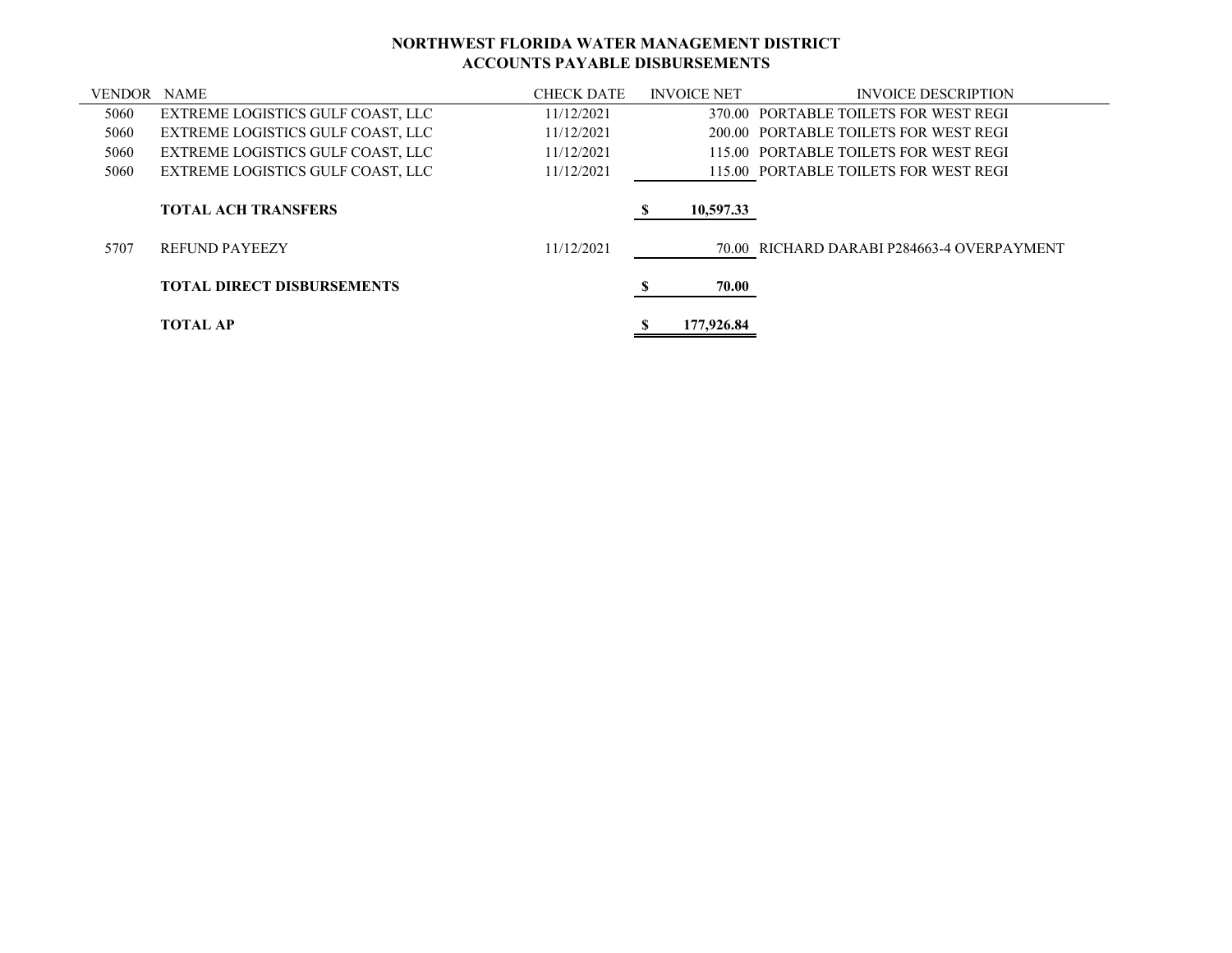**NORTHWEST FLORIDA WATER MANAGEMENT DISTRICT**
**ACCOUNTS PAYABLE DISBURSEMENTS**

| VENDOR | NAME | CHECK DATE | INVOICE NET | INVOICE DESCRIPTION |
|---|---|---|---|---|
| 5060 | EXTREME LOGISTICS GULF COAST, LLC | 11/12/2021 | 370.00 | PORTABLE TOILETS FOR WEST REGI |
| 5060 | EXTREME LOGISTICS GULF COAST, LLC | 11/12/2021 | 200.00 | PORTABLE TOILETS FOR WEST REGI |
| 5060 | EXTREME LOGISTICS GULF COAST, LLC | 11/12/2021 | 115.00 | PORTABLE TOILETS FOR WEST REGI |
| 5060 | EXTREME LOGISTICS GULF COAST, LLC | 11/12/2021 | 115.00 | PORTABLE TOILETS FOR WEST REGI |
| | **TOTAL ACH TRANSFERS** | | **$ 10,597.33** | |
| 5707 | REFUND PAYEEZY | 11/12/2021 | 70.00 | RICHARD DARABI P284663-4 OVERPAYMENT |
| | **TOTAL DIRECT DISBURSEMENTS** | | **$ 70.00** | |
| | **TOTAL AP** | | **$ 177,926.84** | |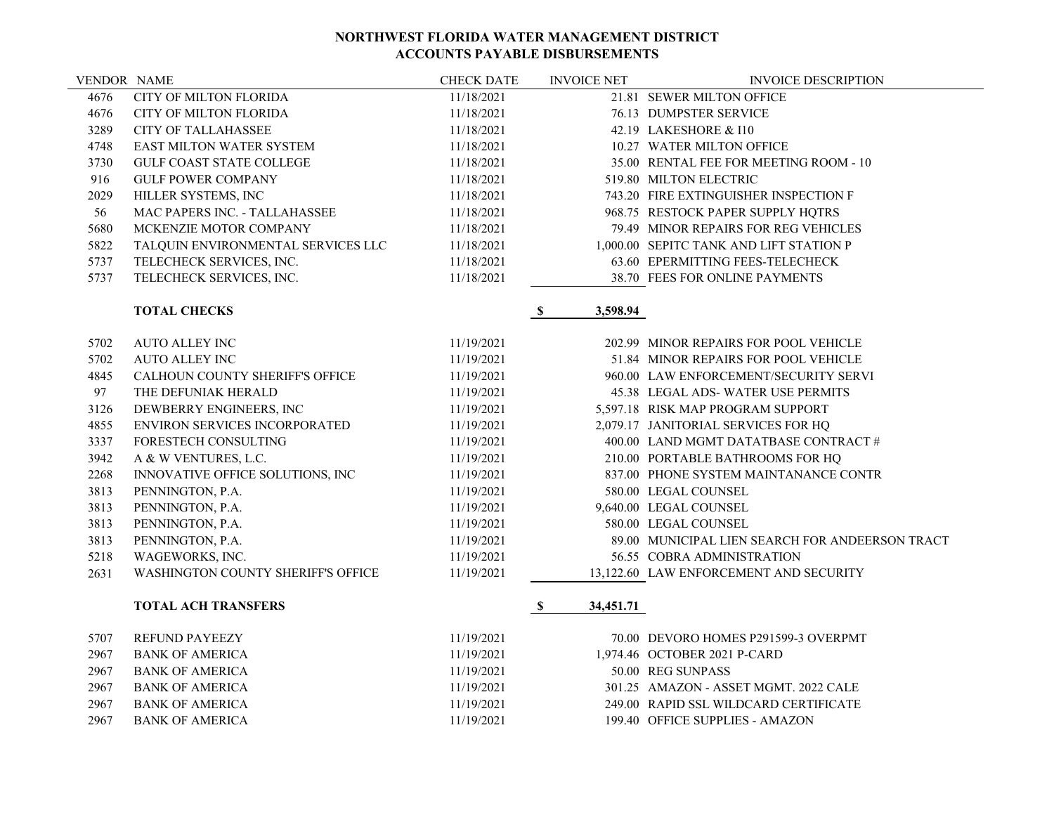**NORTHWEST FLORIDA WATER MANAGEMENT DISTRICT**
**ACCOUNTS PAYABLE DISBURSEMENTS**

| VENDOR | NAME | CHECK DATE | INVOICE NET | INVOICE DESCRIPTION |
|---|---|---|---|---|
| 4676 | CITY OF MILTON FLORIDA | 11/18/2021 | 21.81 | SEWER MILTON OFFICE |
| 4676 | CITY OF MILTON FLORIDA | 11/18/2021 | 76.13 | DUMPSTER SERVICE |
| 3289 | CITY OF TALLAHASSEE | 11/18/2021 | 42.19 | LAKESHORE & I10 |
| 4748 | EAST MILTON WATER SYSTEM | 11/18/2021 | 10.27 | WATER MILTON OFFICE |
| 3730 | GULF COAST STATE COLLEGE | 11/18/2021 | 35.00 | RENTAL FEE FOR MEETING ROOM - 10 |
| 916 | GULF POWER COMPANY | 11/18/2021 | 519.80 | MILTON ELECTRIC |
| 2029 | HILLER SYSTEMS, INC | 11/18/2021 | 743.20 | FIRE EXTINGUISHER INSPECTION F |
| 56 | MAC PAPERS INC. - TALLAHASSEE | 11/18/2021 | 968.75 | RESTOCK PAPER SUPPLY HQTRS |
| 5680 | MCKENZIE MOTOR COMPANY | 11/18/2021 | 79.49 | MINOR REPAIRS FOR REG VEHICLES |
| 5822 | TALQUIN ENVIRONMENTAL SERVICES LLC | 11/18/2021 | 1,000.00 | SEPITC TANK AND LIFT STATION P |
| 5737 | TELECHECK SERVICES, INC. | 11/18/2021 | 63.60 | EPERMITTING FEES-TELECHECK |
| 5737 | TELECHECK SERVICES, INC. | 11/18/2021 | 38.70 | FEES FOR ONLINE PAYMENTS |
| | **TOTAL CHECKS** | | **$ 3,598.94** | |
| 5702 | AUTO ALLEY INC | 11/19/2021 | 202.99 | MINOR REPAIRS FOR POOL VEHICLE |
| 5702 | AUTO ALLEY INC | 11/19/2021 | 51.84 | MINOR REPAIRS FOR POOL VEHICLE |
| 4845 | CALHOUN COUNTY SHERIFF'S OFFICE | 11/19/2021 | 960.00 | LAW ENFORCEMENT/SECURITY SERVI |
| 97 | THE DEFUNIAK HERALD | 11/19/2021 | 45.38 | LEGAL ADS- WATER USE PERMITS |
| 3126 | DEWBERRY ENGINEERS, INC | 11/19/2021 | 5,597.18 | RISK MAP PROGRAM SUPPORT |
| 4855 | ENVIRON SERVICES INCORPORATED | 11/19/2021 | 2,079.17 | JANITORIAL SERVICES FOR HQ |
| 3337 | FORESTECH CONSULTING | 11/19/2021 | 400.00 | LAND MGMT DATATBASE CONTRACT # |
| 3942 | A & W VENTURES, L.C. | 11/19/2021 | 210.00 | PORTABLE BATHROOMS FOR HQ |
| 2268 | INNOVATIVE OFFICE SOLUTIONS, INC | 11/19/2021 | 837.00 | PHONE SYSTEM MAINTANANCE CONTR |
| 3813 | PENNINGTON, P.A. | 11/19/2021 | 580.00 | LEGAL COUNSEL |
| 3813 | PENNINGTON, P.A. | 11/19/2021 | 9,640.00 | LEGAL COUNSEL |
| 3813 | PENNINGTON, P.A. | 11/19/2021 | 580.00 | LEGAL COUNSEL |
| 3813 | PENNINGTON, P.A. | 11/19/2021 | 89.00 | MUNICIPAL LIEN SEARCH FOR ANDEERSON TRACT |
| 5218 | WAGEWORKS, INC. | 11/19/2021 | 56.55 | COBRA ADMINISTRATION |
| 2631 | WASHINGTON COUNTY SHERIFF'S OFFICE | 11/19/2021 | 13,122.60 | LAW ENFORCEMENT AND SECURITY |
| | **TOTAL ACH TRANSFERS** | | **$ 34,451.71** | |
| 5707 | REFUND PAYEEZY | 11/19/2021 | 70.00 | DEVORO HOMES P291599-3 OVERPMT |
| 2967 | BANK OF AMERICA | 11/19/2021 | 1,974.46 | OCTOBER 2021 P-CARD |
| 2967 | BANK OF AMERICA | 11/19/2021 | 50.00 | REG SUNPASS |
| 2967 | BANK OF AMERICA | 11/19/2021 | 301.25 | AMAZON - ASSET MGMT. 2022 CALE |
| 2967 | BANK OF AMERICA | 11/19/2021 | 249.00 | RAPID SSL WILDCARD CERTIFICATE |
| 2967 | BANK OF AMERICA | 11/19/2021 | 199.40 | OFFICE SUPPLIES - AMAZON |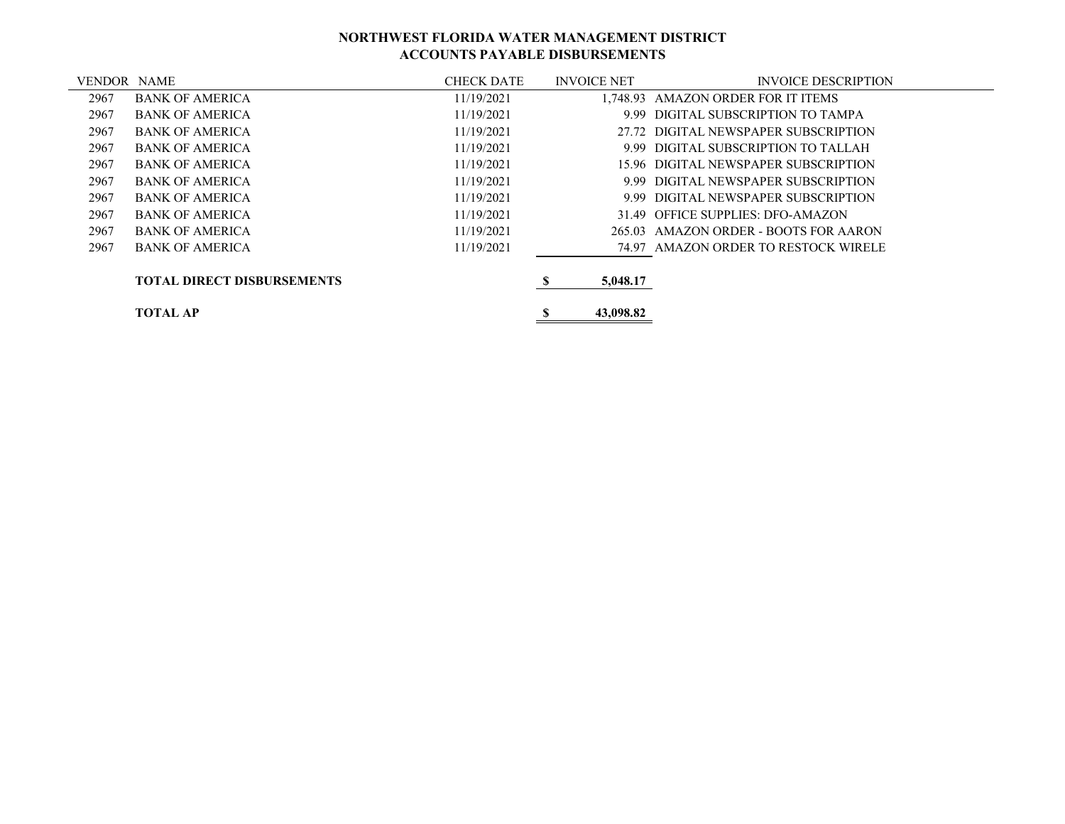**NORTHWEST FLORIDA WATER MANAGEMENT DISTRICT**
**ACCOUNTS PAYABLE DISBURSEMENTS**

| VENDOR | NAME | CHECK DATE | INVOICE NET | INVOICE DESCRIPTION |
|---|---|---|---|---|
| 2967 | BANK OF AMERICA | 11/19/2021 | 1,748.93 | AMAZON ORDER FOR IT ITEMS |
| 2967 | BANK OF AMERICA | 11/19/2021 | 9.99 | DIGITAL SUBSCRIPTION TO TAMPA |
| 2967 | BANK OF AMERICA | 11/19/2021 | 27.72 | DIGITAL NEWSPAPER SUBSCRIPTION |
| 2967 | BANK OF AMERICA | 11/19/2021 | 9.99 | DIGITAL SUBSCRIPTION TO TALLAH |
| 2967 | BANK OF AMERICA | 11/19/2021 | 15.96 | DIGITAL NEWSPAPER SUBSCRIPTION |
| 2967 | BANK OF AMERICA | 11/19/2021 | 9.99 | DIGITAL NEWSPAPER SUBSCRIPTION |
| 2967 | BANK OF AMERICA | 11/19/2021 | 9.99 | DIGITAL NEWSPAPER SUBSCRIPTION |
| 2967 | BANK OF AMERICA | 11/19/2021 | 31.49 | OFFICE SUPPLIES: DFO-AMAZON |
| 2967 | BANK OF AMERICA | 11/19/2021 | 265.03 | AMAZON ORDER - BOOTS FOR AARON |
| 2967 | BANK OF AMERICA | 11/19/2021 | 74.97 | AMAZON ORDER TO RESTOCK WIRELE |
| | **TOTAL DIRECT DISBURSEMENTS** | | **$ 5,048.17** | |
| | **TOTAL AP** | | **$ 43,098.82** | |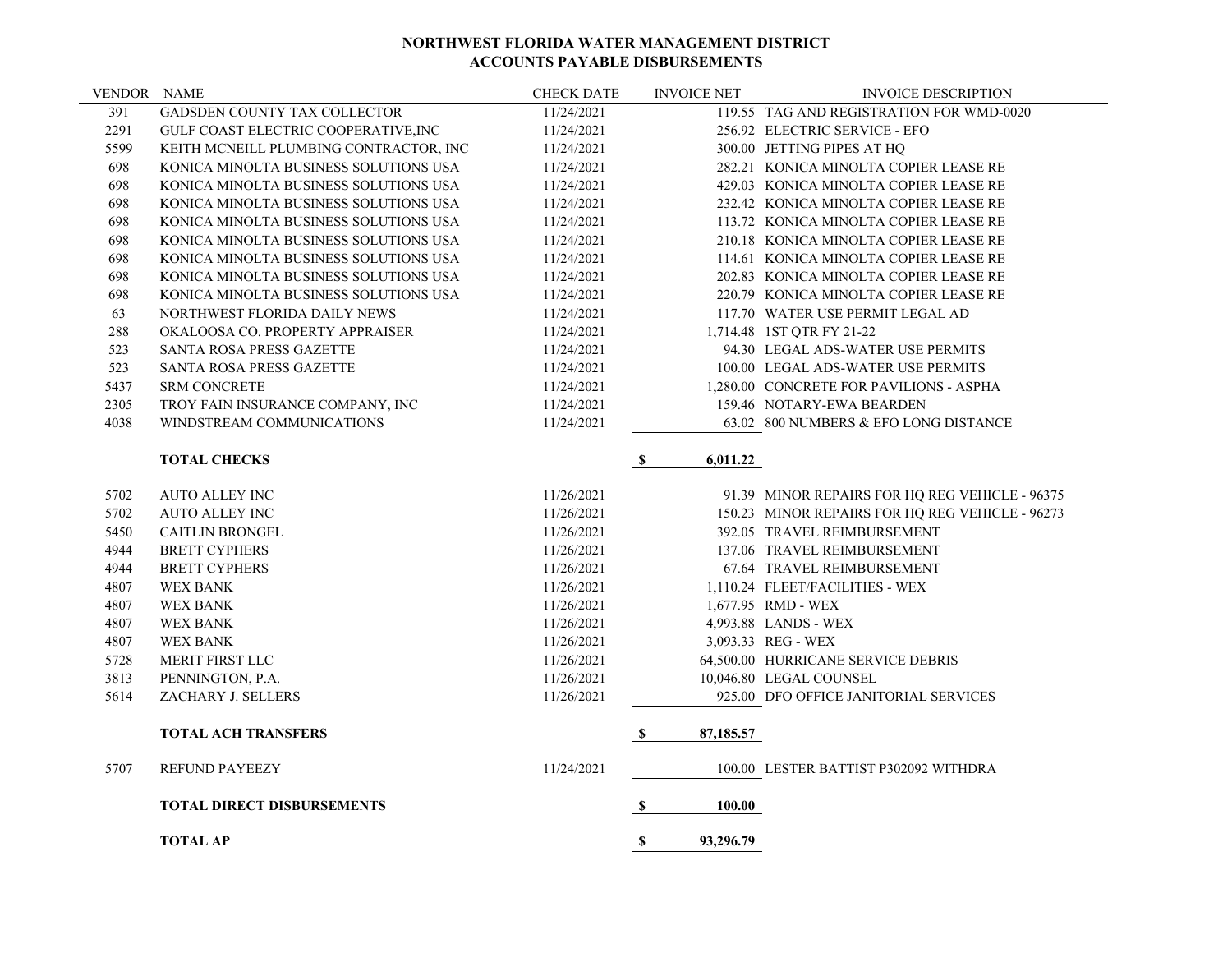**NORTHWEST FLORIDA WATER MANAGEMENT DISTRICT**
**ACCOUNTS PAYABLE DISBURSEMENTS**

| VENDOR | NAME | CHECK DATE | INVOICE NET | INVOICE DESCRIPTION |
|---|---|---|---|---|
| 391 | GADSDEN COUNTY TAX COLLECTOR | 11/24/2021 | 119.55 | TAG AND REGISTRATION FOR WMD-0020 |
| 2291 | GULF COAST ELECTRIC COOPERATIVE,INC | 11/24/2021 | 256.92 | ELECTRIC SERVICE - EFO |
| 5599 | KEITH MCNEILL PLUMBING CONTRACTOR, INC | 11/24/2021 | 300.00 | JETTING PIPES AT HQ |
| 698 | KONICA MINOLTA BUSINESS SOLUTIONS USA | 11/24/2021 | 282.21 | KONICA MINOLTA COPIER LEASE RE |
| 698 | KONICA MINOLTA BUSINESS SOLUTIONS USA | 11/24/2021 | 429.03 | KONICA MINOLTA COPIER LEASE RE |
| 698 | KONICA MINOLTA BUSINESS SOLUTIONS USA | 11/24/2021 | 232.42 | KONICA MINOLTA COPIER LEASE RE |
| 698 | KONICA MINOLTA BUSINESS SOLUTIONS USA | 11/24/2021 | 113.72 | KONICA MINOLTA COPIER LEASE RE |
| 698 | KONICA MINOLTA BUSINESS SOLUTIONS USA | 11/24/2021 | 210.18 | KONICA MINOLTA COPIER LEASE RE |
| 698 | KONICA MINOLTA BUSINESS SOLUTIONS USA | 11/24/2021 | 114.61 | KONICA MINOLTA COPIER LEASE RE |
| 698 | KONICA MINOLTA BUSINESS SOLUTIONS USA | 11/24/2021 | 202.83 | KONICA MINOLTA COPIER LEASE RE |
| 698 | KONICA MINOLTA BUSINESS SOLUTIONS USA | 11/24/2021 | 220.79 | KONICA MINOLTA COPIER LEASE RE |
| 63 | NORTHWEST FLORIDA DAILY NEWS | 11/24/2021 | 117.70 | WATER USE PERMIT LEGAL AD |
| 288 | OKALOOSA CO. PROPERTY APPRAISER | 11/24/2021 | 1,714.48 | 1ST QTR FY 21-22 |
| 523 | SANTA ROSA PRESS GAZETTE | 11/24/2021 | 94.30 | LEGAL ADS-WATER USE PERMITS |
| 523 | SANTA ROSA PRESS GAZETTE | 11/24/2021 | 100.00 | LEGAL ADS-WATER USE PERMITS |
| 5437 | SRM CONCRETE | 11/24/2021 | 1,280.00 | CONCRETE FOR PAVILIONS - ASPHA |
| 2305 | TROY FAIN INSURANCE COMPANY, INC | 11/24/2021 | 159.46 | NOTARY-EWA BEARDEN |
| 4038 | WINDSTREAM COMMUNICATIONS | 11/24/2021 | 63.02 | 800 NUMBERS & EFO LONG DISTANCE |
| | **TOTAL CHECKS** | | **$ 6,011.22** | |
| 5702 | AUTO ALLEY INC | 11/26/2021 | 91.39 | MINOR REPAIRS FOR HQ REG VEHICLE - 96375 |
| 5702 | AUTO ALLEY INC | 11/26/2021 | 150.23 | MINOR REPAIRS FOR HQ REG VEHICLE - 96273 |
| 5450 | CAITLIN BRONGEL | 11/26/2021 | 392.05 | TRAVEL REIMBURSEMENT |
| 4944 | BRETT CYPHERS | 11/26/2021 | 137.06 | TRAVEL REIMBURSEMENT |
| 4944 | BRETT CYPHERS | 11/26/2021 | 67.64 | TRAVEL REIMBURSEMENT |
| 4807 | WEX BANK | 11/26/2021 | 1,110.24 | FLEET/FACILITIES - WEX |
| 4807 | WEX BANK | 11/26/2021 | 1,677.95 | RMD - WEX |
| 4807 | WEX BANK | 11/26/2021 | 4,993.88 | LANDS - WEX |
| 4807 | WEX BANK | 11/26/2021 | 3,093.33 | REG - WEX |
| 5728 | MERIT FIRST LLC | 11/26/2021 | 64,500.00 | HURRICANE SERVICE DEBRIS |
| 3813 | PENNINGTON, P.A. | 11/26/2021 | 10,046.80 | LEGAL COUNSEL |
| 5614 | ZACHARY J. SELLERS | 11/26/2021 | 925.00 | DFO OFFICE JANITORIAL SERVICES |
| | **TOTAL ACH TRANSFERS** | | **$ 87,185.57** | |
| 5707 | REFUND PAYEEZY | 11/24/2021 | 100.00 | LESTER BATTIST P302092 WITHDRA |
| | **TOTAL DIRECT DISBURSEMENTS** | | **$ 100.00** | |
| | **TOTAL AP** | | **$ 93,296.79** | |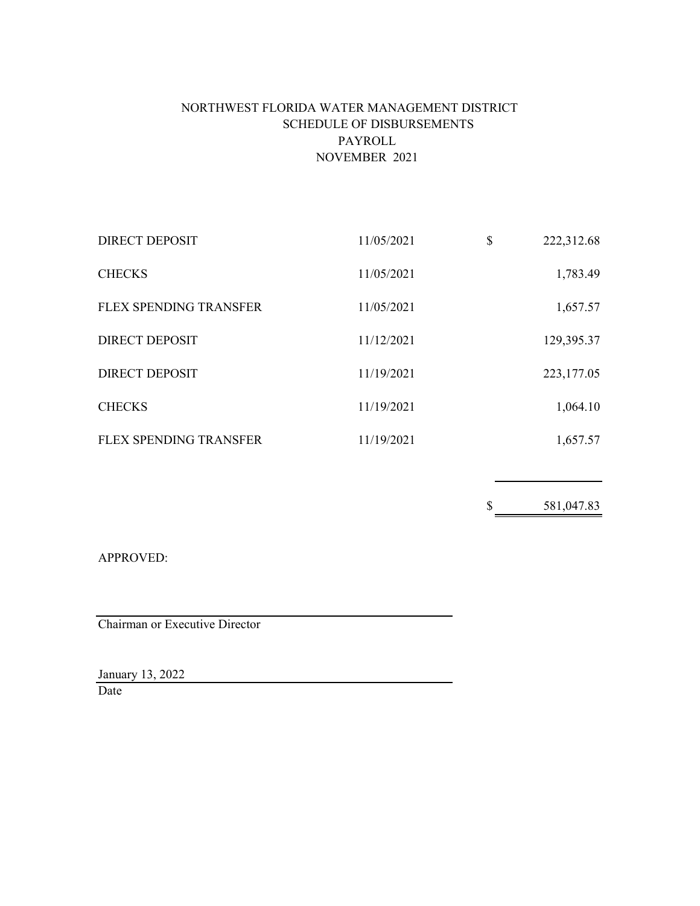NORTHWEST FLORIDA WATER MANAGEMENT DISTRICT
SCHEDULE OF DISBURSEMENTS
PAYROLL
NOVEMBER 2021

| | | | |
|---|---|---|---|
| DIRECT DEPOSIT | 11/05/2021 | $ | 222,312.68 |
| CHECKS | 11/05/2021 | | 1,783.49 |
| FLEX SPENDING TRANSFER | 11/05/2021 | | 1,657.57 |
| DIRECT DEPOSIT | 11/12/2021 | | 129,395.37 |
| DIRECT DEPOSIT | 11/19/2021 | | 223,177.05 |
| CHECKS | 11/19/2021 | | 1,064.10 |
| FLEX SPENDING TRANSFER | 11/19/2021 | | 1,657.57 |
| | | $ | 581,047.83 |

APPROVED:

______________________________
Chairman or Executive Director

January 13, 2022
Date